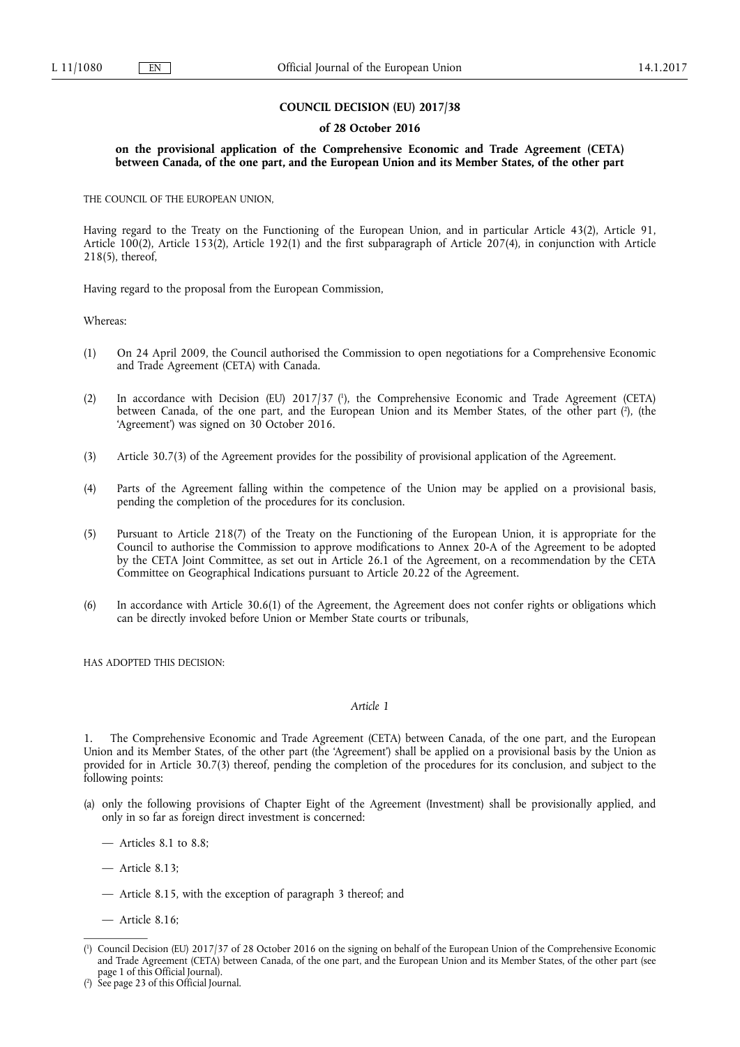**COUNCIL DECISION (EU) 2017/38**

**of 28 October 2016**

**on the provisional application of the Comprehensive Economic and Trade Agreement (CETA) between Canada, of the one part, and the European Union and its Member States, of the other part**

THE COUNCIL OF THE EUROPEAN UNION,

Having regard to the Treaty on the Functioning of the European Union, and in particular Article 43(2), Article 91, Article 100(2), Article 153(2), Article 192(1) and the first subparagraph of Article 207(4), in conjunction with Article 218(5), thereof,

Having regard to the proposal from the European Commission,

Whereas:

(1) On 24 April 2009, the Council authorised the Commission to open negotiations for a Comprehensive Economic and Trade Agreement (CETA) with Canada.

(2) In accordance with Decision (EU) 2017/37 [1], the Comprehensive Economic and Trade Agreement (CETA) between Canada, of the one part, and the European Union and its Member States, of the other part [2], (the 'Agreement') was signed on 30 October 2016.

(3) Article 30.7(3) of the Agreement provides for the possibility of provisional application of the Agreement.

(4) Parts of the Agreement falling within the competence of the Union may be applied on a provisional basis, pending the completion of the procedures for its conclusion.

(5) Pursuant to Article 218(7) of the Treaty on the Functioning of the European Union, it is appropriate for the Council to authorise the Commission to approve modifications to Annex 20-A of the Agreement to be adopted by the CETA Joint Committee, as set out in Article 26.1 of the Agreement, on a recommendation by the CETA Committee on Geographical Indications pursuant to Article 20.22 of the Agreement.

(6) In accordance with Article 30.6(1) of the Agreement, the Agreement does not confer rights or obligations which can be directly invoked before Union or Member State courts or tribunals,

HAS ADOPTED THIS DECISION:

*Article 1*

1. The Comprehensive Economic and Trade Agreement (CETA) between Canada, of the one part, and the European Union and its Member States, of the other part (the 'Agreement') shall be applied on a provisional basis by the Union as provided for in Article 30.7(3) thereof, pending the completion of the procedures for its conclusion, and subject to the following points:

(a) only the following provisions of Chapter Eight of the Agreement (Investment) shall be provisionally applied, and only in so far as foreign direct investment is concerned:

— Articles 8.1 to 8.8;

— Article 8.13;

— Article 8.15, with the exception of paragraph 3 thereof; and

— Article 8.16;

---

[1] Council Decision (EU) 2017/37 of 28 October 2016 on the signing on behalf of the European Union of the Comprehensive Economic and Trade Agreement (CETA) between Canada, of the one part, and the European Union and its Member States, of the other part (see page 1 of this Official Journal).

[2] See page 23 of this Official Journal.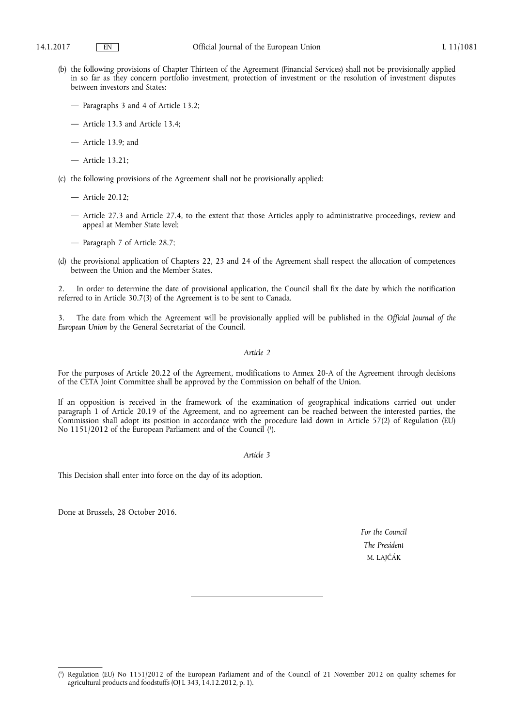(b) the following provisions of Chapter Thirteen of the Agreement (Financial Services) shall not be provisionally applied in so far as they concern portfolio investment, protection of investment or the resolution of investment disputes between investors and States:

— Paragraphs 3 and 4 of Article 13.2;

— Article 13.3 and Article 13.4;

— Article 13.9; and

— Article 13.21;

(c) the following provisions of the Agreement shall not be provisionally applied:

— Article 20.12;

— Article 27.3 and Article 27.4, to the extent that those Articles apply to administrative proceedings, review and appeal at Member State level;

— Paragraph 7 of Article 28.7;

(d) the provisional application of Chapters 22, 23 and 24 of the Agreement shall respect the allocation of competences between the Union and the Member States.

2. In order to determine the date of provisional application, the Council shall fix the date by which the notification referred to in Article 30.7(3) of the Agreement is to be sent to Canada.

3. The date from which the Agreement will be provisionally applied will be published in the *Official Journal of the European Union* by the General Secretariat of the Council.

*Article 2*

For the purposes of Article 20.22 of the Agreement, modifications to Annex 20-A of the Agreement through decisions of the CETA Joint Committee shall be approved by the Commission on behalf of the Union.

If an opposition is received in the framework of the examination of geographical indications carried out under paragraph 1 of Article 20.19 of the Agreement, and no agreement can be reached between the interested parties, the Commission shall adopt its position in accordance with the procedure laid down in Article 57(2) of Regulation (EU) No 1151/2012 of the European Parliament and of the Council ([1]).

*Article 3*

This Decision shall enter into force on the day of its adoption.

Done at Brussels, 28 October 2016.

*For the Council*

*The President*

M. LAJČÁK

([1]) Regulation (EU) No 1151/2012 of the European Parliament and of the Council of 21 November 2012 on quality schemes for agricultural products and foodstuffs (OJ L 343, 14.12.2012, p. 1).